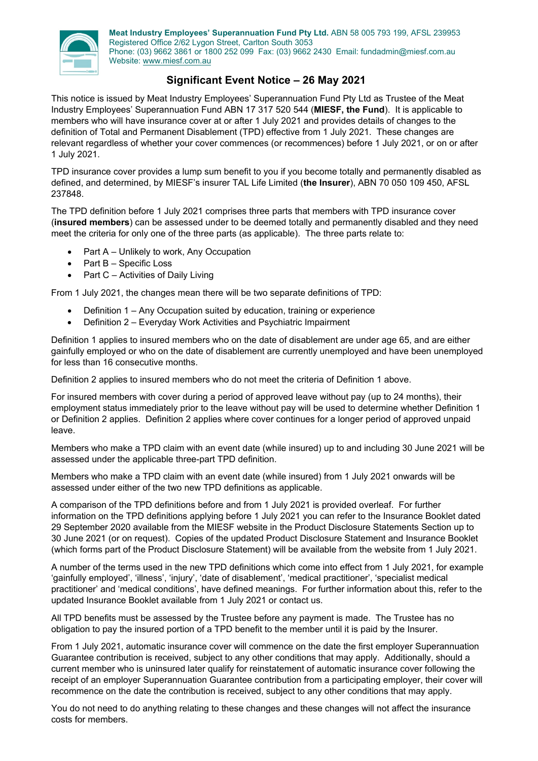**Meat Industry Employees' Superannuation Fund Pty Ltd.** ABN 58 005 793 199, AFSL 239953
Registered Office 2/62 Lygon Street, Carlton South 3053
Phone: (03) 9662 3861 or 1800 252 099 Fax: (03) 9662 2430 Email: fundadmin@miesf.com.au
Website: www.miesf.com.au

# Significant Event Notice – 26 May 2021

This notice is issued by Meat Industry Employees' Superannuation Fund Pty Ltd as Trustee of the Meat Industry Employees' Superannuation Fund ABN 17 317 520 544 (**MIESF, the Fund**). It is applicable to members who will have insurance cover at or after 1 July 2021 and provides details of changes to the definition of Total and Permanent Disablement (TPD) effective from 1 July 2021. These changes are relevant regardless of whether your cover commences (or recommences) before 1 July 2021, or on or after 1 July 2021.

TPD insurance cover provides a lump sum benefit to you if you become totally and permanently disabled as defined, and determined, by MIESF's insurer TAL Life Limited (**the Insurer**), ABN 70 050 109 450, AFSL 237848.

The TPD definition before 1 July 2021 comprises three parts that members with TPD insurance cover (**insured members**) can be assessed under to be deemed totally and permanently disabled and they need meet the criteria for only one of the three parts (as applicable). The three parts relate to:

- Part A – Unlikely to work, Any Occupation
- Part B – Specific Loss
- Part C – Activities of Daily Living

From 1 July 2021, the changes mean there will be two separate definitions of TPD:

- Definition 1 – Any Occupation suited by education, training or experience
- Definition 2 – Everyday Work Activities and Psychiatric Impairment

Definition 1 applies to insured members who on the date of disablement are under age 65, and are either gainfully employed or who on the date of disablement are currently unemployed and have been unemployed for less than 16 consecutive months.

Definition 2 applies to insured members who do not meet the criteria of Definition 1 above.

For insured members with cover during a period of approved leave without pay (up to 24 months), their employment status immediately prior to the leave without pay will be used to determine whether Definition 1 or Definition 2 applies. Definition 2 applies where cover continues for a longer period of approved unpaid leave.

Members who make a TPD claim with an event date (while insured) up to and including 30 June 2021 will be assessed under the applicable three-part TPD definition.

Members who make a TPD claim with an event date (while insured) from 1 July 2021 onwards will be assessed under either of the two new TPD definitions as applicable.

A comparison of the TPD definitions before and from 1 July 2021 is provided overleaf. For further information on the TPD definitions applying before 1 July 2021 you can refer to the Insurance Booklet dated 29 September 2020 available from the MIESF website in the Product Disclosure Statements Section up to 30 June 2021 (or on request). Copies of the updated Product Disclosure Statement and Insurance Booklet (which forms part of the Product Disclosure Statement) will be available from the website from 1 July 2021.

A number of the terms used in the new TPD definitions which come into effect from 1 July 2021, for example 'gainfully employed', 'illness', 'injury', 'date of disablement', 'medical practitioner', 'specialist medical practitioner' and 'medical conditions', have defined meanings. For further information about this, refer to the updated Insurance Booklet available from 1 July 2021 or contact us.

All TPD benefits must be assessed by the Trustee before any payment is made. The Trustee has no obligation to pay the insured portion of a TPD benefit to the member until it is paid by the Insurer.

From 1 July 2021, automatic insurance cover will commence on the date the first employer Superannuation Guarantee contribution is received, subject to any other conditions that may apply. Additionally, should a current member who is uninsured later qualify for reinstatement of automatic insurance cover following the receipt of an employer Superannuation Guarantee contribution from a participating employer, their cover will recommence on the date the contribution is received, subject to any other conditions that may apply.

You do not need to do anything relating to these changes and these changes will not affect the insurance costs for members.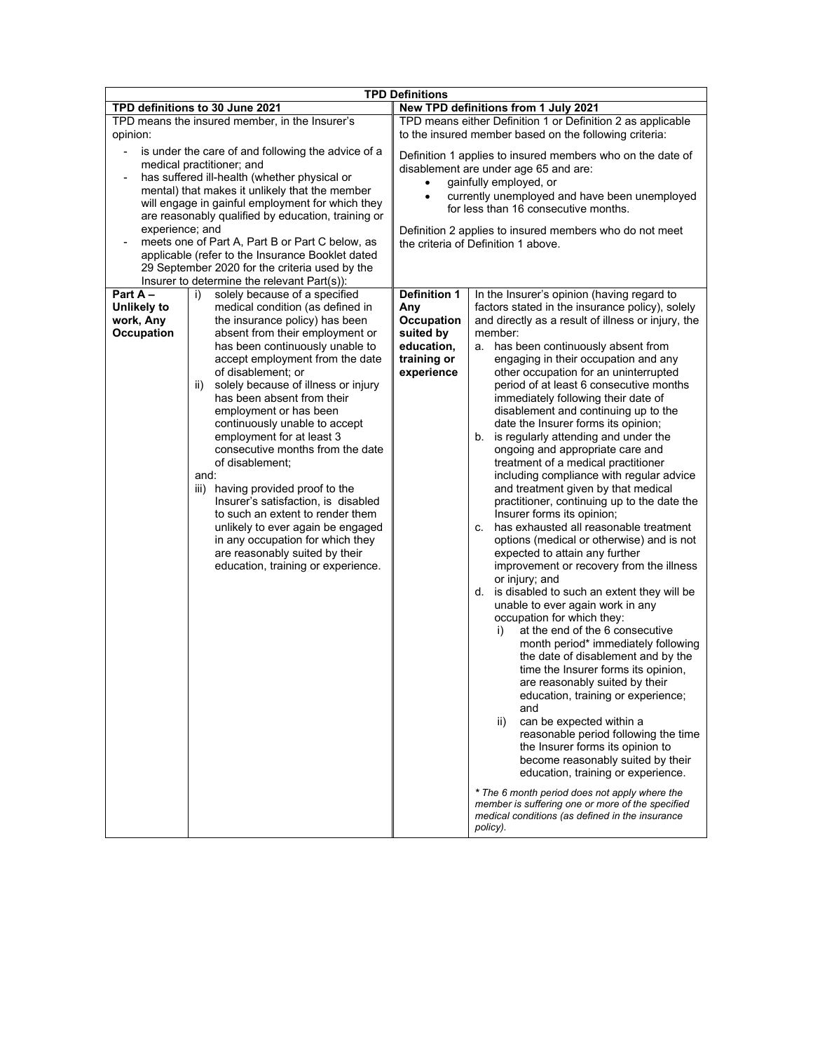| TPD Definitions | | | |
|---|---|---|---|
| **TPD definitions to 30 June 2021** | | **New TPD definitions from 1 July 2021** | |
| TPD means the insured member, in the Insurer's opinion:<br>- is under the care of and following the advice of a medical practitioner; and<br>- has suffered ill-health (whether physical or mental) that makes it unlikely that the member will engage in gainful employment for which they are reasonably qualified by education, training or experience; and<br>- meets one of Part A, Part B or Part C below, as applicable (refer to the Insurance Booklet dated 29 September 2020 for the criteria used by the Insurer to determine the relevant Part(s)): | | TPD means either Definition 1 or Definition 2 as applicable to the insured member based on the following criteria:<br><br>Definition 1 applies to insured members who on the date of disablement are under age 65 and are:<br>• gainfully employed, or<br>• currently unemployed and have been unemployed for less than 16 consecutive months.<br><br>Definition 2 applies to insured members who do not meet the criteria of Definition 1 above. | |
| **Part A – Unlikely to work, Any Occupation** | i) solely because of a specified medical condition (as defined in the insurance policy) has been absent from their employment or has been continuously unable to accept employment from the date of disablement; or<br>ii) solely because of illness or injury has been absent from their employment or has been continuously unable to accept employment for at least 3 consecutive months from the date of disablement;<br>and:<br>iii) having provided proof to the Insurer's satisfaction, is disabled to such an extent to render them unlikely to ever again be engaged in any occupation for which they are reasonably suited by their education, training or experience. | **Definition 1 Any Occupation suited by education, training or experience** | In the Insurer's opinion (having regard to factors stated in the insurance policy), solely and directly as a result of illness or injury, the member:<br>a. has been continuously absent from engaging in their occupation and any other occupation for an uninterrupted period of at least 6 consecutive months immediately following their date of disablement and continuing up to the date the Insurer forms its opinion;<br>b. is regularly attending and under the ongoing and appropriate care and treatment of a medical practitioner including compliance with regular advice and treatment given by that medical practitioner, continuing up to the date the Insurer forms its opinion;<br>c. has exhausted all reasonable treatment options (medical or otherwise) and is not expected to attain any further improvement or recovery from the illness or injury; and<br>d. is disabled to such an extent they will be unable to ever again work in any occupation for which they:<br>i) at the end of the 6 consecutive month period* immediately following the date of disablement and by the time the Insurer forms its opinion, are reasonably suited by their education, training or experience; and<br>ii) can be expected within a reasonable period following the time the Insurer forms its opinion to become reasonably suited by their education, training or experience.<br><br>*\* The 6 month period does not apply where the member is suffering one or more of the specified medical conditions (as defined in the insurance policy).* |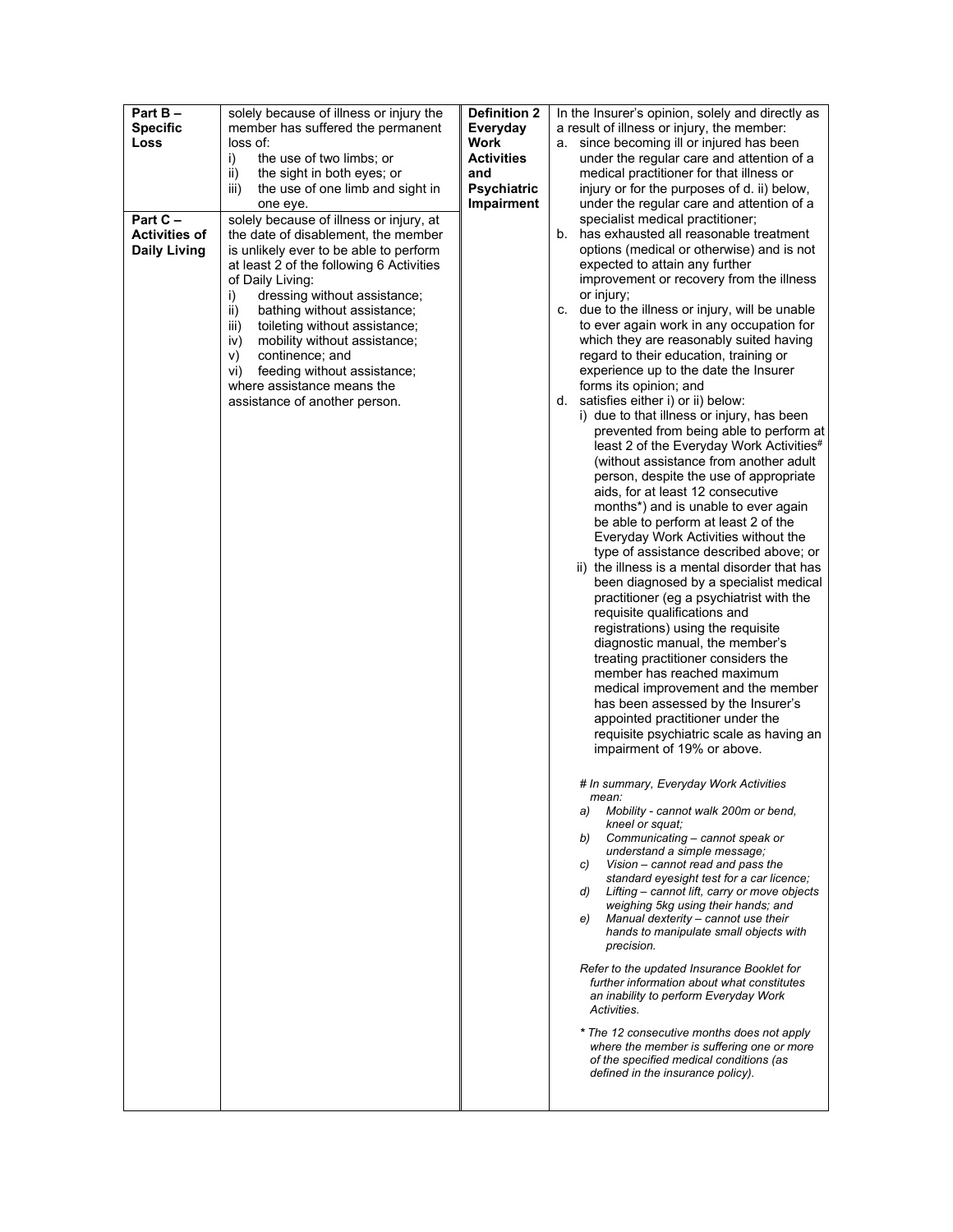| | | | |
|---|---|---|---|
| **Part B – Specific Loss** | solely because of illness or injury the member has suffered the permanent loss of:<br>i) the use of two limbs; or<br>ii) the sight in both eyes; or<br>iii) the use of one limb and sight in one eye. | **Definition 2 Everyday Work Activities and Psychiatric Impairment** | In the Insurer's opinion, solely and directly as a result of illness or injury, the member:<br>a. since becoming ill or injured has been under the regular care and attention of a medical practitioner for that illness or injury or for the purposes of d. ii) below, under the regular care and attention of a specialist medical practitioner;<br>b. has exhausted all reasonable treatment options (medical or otherwise) and is not expected to attain any further improvement or recovery from the illness or injury;<br>c. due to the illness or injury, will be unable to ever again work in any occupation for which they are reasonably suited having regard to their education, training or experience up to the date the Insurer forms its opinion; and<br>d. satisfies either i) or ii) below:<br>i) due to that illness or injury, has been prevented from being able to perform at least 2 of the Everyday Work Activities# (without assistance from another adult person, despite the use of appropriate aids, for at least 12 consecutive months*) and is unable to ever again be able to perform at least 2 of the Everyday Work Activities without the type of assistance described above; or<br>ii) the illness is a mental disorder that has been diagnosed by a specialist medical practitioner (eg a psychiatrist with the requisite qualifications and registrations) using the requisite diagnostic manual, the member's treating practitioner considers the member has reached maximum medical improvement and the member has been assessed by the Insurer's appointed practitioner under the requisite psychiatric scale as having an impairment of 19% or above.<br><br>*# In summary, Everyday Work Activities mean:*<br>*a) Mobility - cannot walk 200m or bend, kneel or squat;*<br>*b) Communicating – cannot speak or understand a simple message;*<br>*c) Vision – cannot read and pass the standard eyesight test for a car licence;*<br>*d) Lifting – cannot lift, carry or move objects weighing 5kg using their hands; and*<br>*e) Manual dexterity – cannot use their hands to manipulate small objects with precision.*<br><br>*Refer to the updated Insurance Booklet for further information about what constitutes an inability to perform Everyday Work Activities.*<br><br>** The 12 consecutive months does not apply where the member is suffering one or more of the specified medical conditions (as defined in the insurance policy).* |
| **Part C – Activities of Daily Living** | solely because of illness or injury, at the date of disablement, the member is unlikely ever to be able to perform at least 2 of the following 6 Activities of Daily Living:<br>i) dressing without assistance;<br>ii) bathing without assistance;<br>iii) toileting without assistance;<br>iv) mobility without assistance;<br>v) continence; and<br>vi) feeding without assistance;<br>where assistance means the assistance of another person. | | |